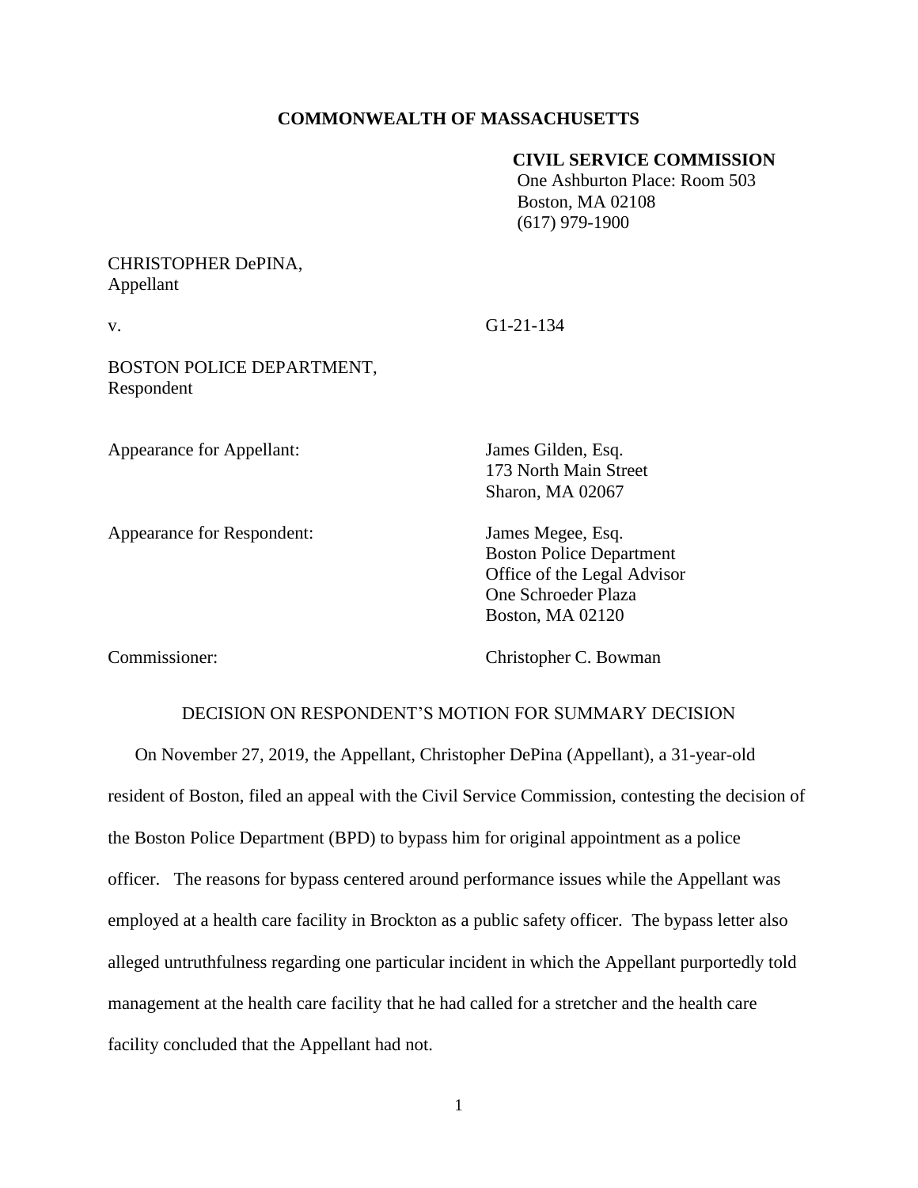**COMMONWEALTH OF MASSACHUSETTS**

**CIVIL SERVICE COMMISSION**
One Ashburton Place: Room 503
Boston, MA 02108
(617) 979-1900

CHRISTOPHER DePINA,
Appellant

v. G1-21-134

BOSTON POLICE DEPARTMENT,
Respondent

Appearance for Appellant: James Gilden, Esq.
173 North Main Street
Sharon, MA 02067

Appearance for Respondent: James Megee, Esq.
Boston Police Department
Office of the Legal Advisor
One Schroeder Plaza
Boston, MA 02120

Commissioner: Christopher C. Bowman

DECISION ON RESPONDENT'S MOTION FOR SUMMARY DECISION

On November 27, 2019, the Appellant, Christopher DePina (Appellant), a 31-year-old resident of Boston, filed an appeal with the Civil Service Commission, contesting the decision of the Boston Police Department (BPD) to bypass him for original appointment as a police officer. The reasons for bypass centered around performance issues while the Appellant was employed at a health care facility in Brockton as a public safety officer. The bypass letter also alleged untruthfulness regarding one particular incident in which the Appellant purportedly told management at the health care facility that he had called for a stretcher and the health care facility concluded that the Appellant had not.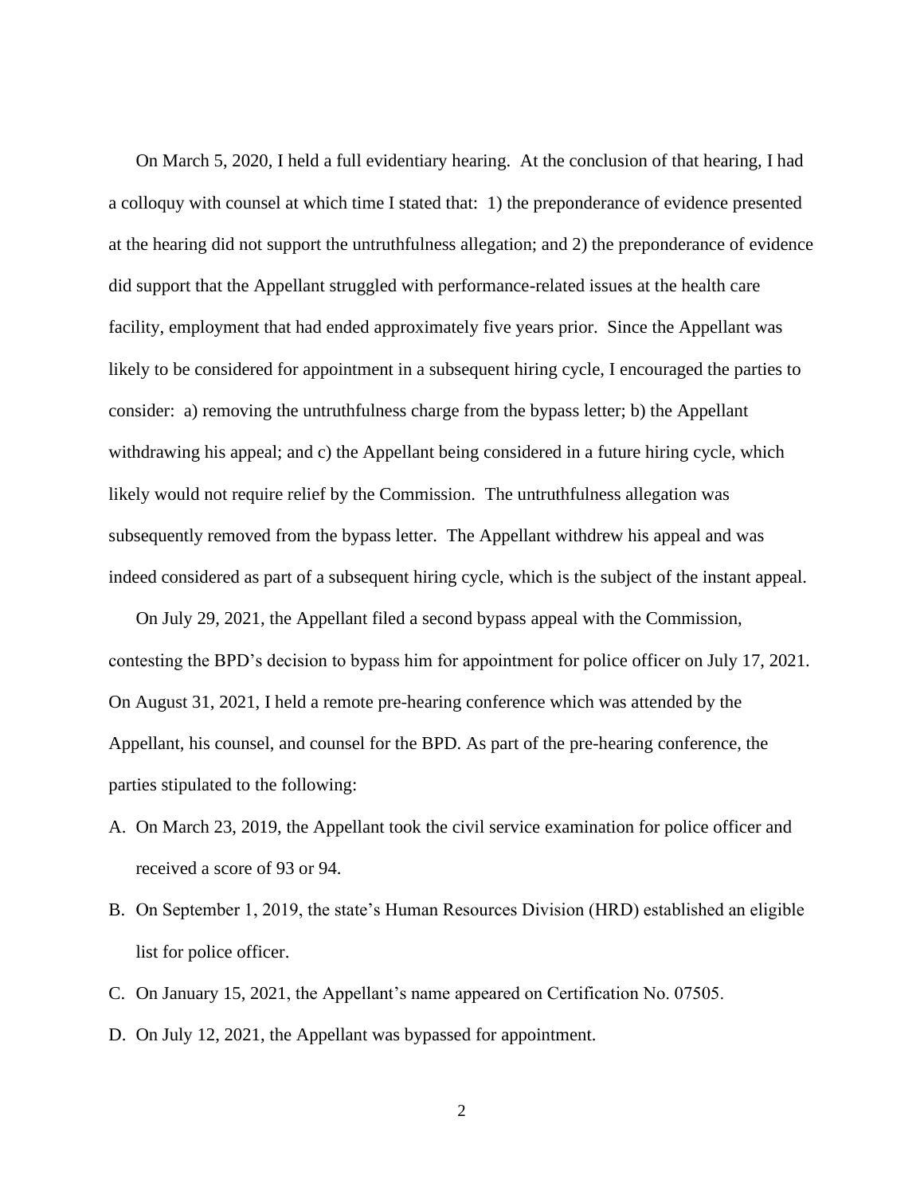On March 5, 2020, I held a full evidentiary hearing. At the conclusion of that hearing, I had a colloquy with counsel at which time I stated that: 1) the preponderance of evidence presented at the hearing did not support the untruthfulness allegation; and 2) the preponderance of evidence did support that the Appellant struggled with performance-related issues at the health care facility, employment that had ended approximately five years prior. Since the Appellant was likely to be considered for appointment in a subsequent hiring cycle, I encouraged the parties to consider: a) removing the untruthfulness charge from the bypass letter; b) the Appellant withdrawing his appeal; and c) the Appellant being considered in a future hiring cycle, which likely would not require relief by the Commission. The untruthfulness allegation was subsequently removed from the bypass letter. The Appellant withdrew his appeal and was indeed considered as part of a subsequent hiring cycle, which is the subject of the instant appeal.

On July 29, 2021, the Appellant filed a second bypass appeal with the Commission, contesting the BPD's decision to bypass him for appointment for police officer on July 17, 2021. On August 31, 2021, I held a remote pre-hearing conference which was attended by the Appellant, his counsel, and counsel for the BPD. As part of the pre-hearing conference, the parties stipulated to the following:

A. On March 23, 2019, the Appellant took the civil service examination for police officer and received a score of 93 or 94.
B. On September 1, 2019, the state's Human Resources Division (HRD) established an eligible list for police officer.
C. On January 15, 2021, the Appellant's name appeared on Certification No. 07505.
D. On July 12, 2021, the Appellant was bypassed for appointment.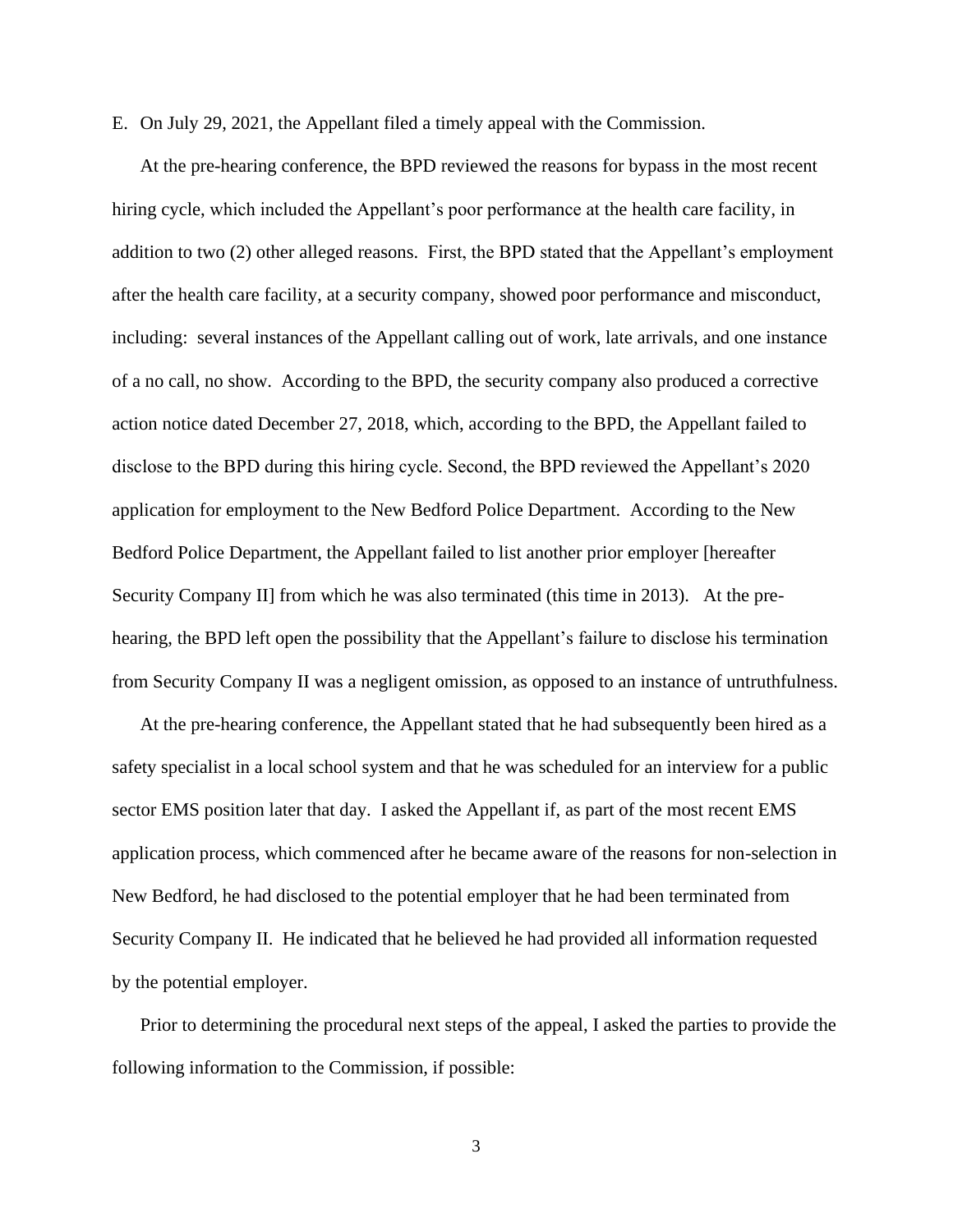E. On July 29, 2021, the Appellant filed a timely appeal with the Commission.

At the pre-hearing conference, the BPD reviewed the reasons for bypass in the most recent hiring cycle, which included the Appellant's poor performance at the health care facility, in addition to two (2) other alleged reasons. First, the BPD stated that the Appellant's employment after the health care facility, at a security company, showed poor performance and misconduct, including: several instances of the Appellant calling out of work, late arrivals, and one instance of a no call, no show. According to the BPD, the security company also produced a corrective action notice dated December 27, 2018, which, according to the BPD, the Appellant failed to disclose to the BPD during this hiring cycle. Second, the BPD reviewed the Appellant's 2020 application for employment to the New Bedford Police Department. According to the New Bedford Police Department, the Appellant failed to list another prior employer [hereafter Security Company II] from which he was also terminated (this time in 2013). At the pre-hearing, the BPD left open the possibility that the Appellant's failure to disclose his termination from Security Company II was a negligent omission, as opposed to an instance of untruthfulness.

At the pre-hearing conference, the Appellant stated that he had subsequently been hired as a safety specialist in a local school system and that he was scheduled for an interview for a public sector EMS position later that day. I asked the Appellant if, as part of the most recent EMS application process, which commenced after he became aware of the reasons for non-selection in New Bedford, he had disclosed to the potential employer that he had been terminated from Security Company II. He indicated that he believed he had provided all information requested by the potential employer.

Prior to determining the procedural next steps of the appeal, I asked the parties to provide the following information to the Commission, if possible: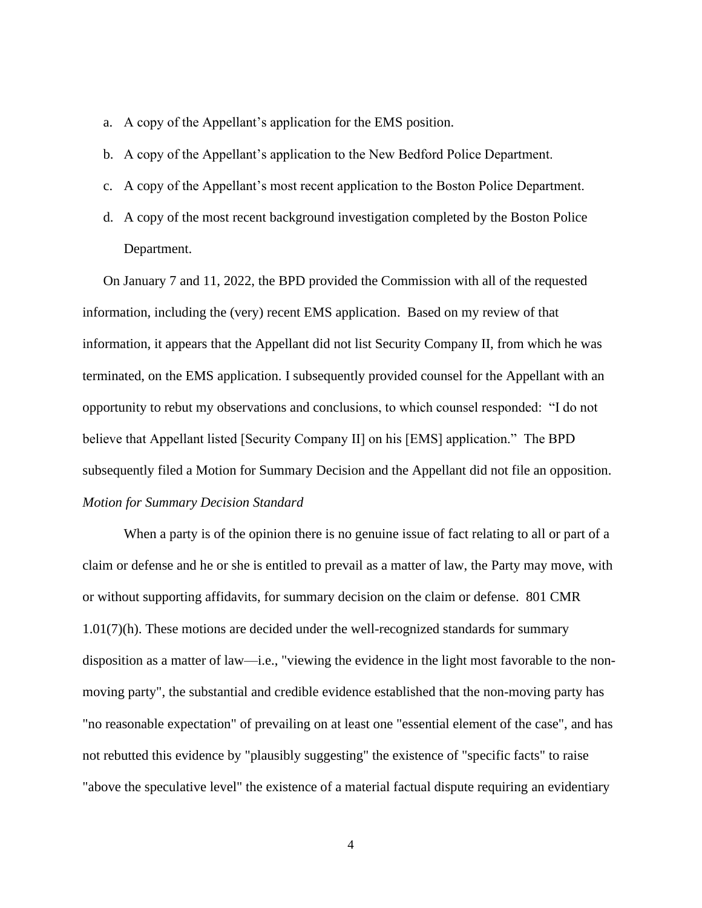a. A copy of the Appellant's application for the EMS position.
b. A copy of the Appellant's application to the New Bedford Police Department.
c. A copy of the Appellant's most recent application to the Boston Police Department.
d. A copy of the most recent background investigation completed by the Boston Police Department.

On January 7 and 11, 2022, the BPD provided the Commission with all of the requested information, including the (very) recent EMS application. Based on my review of that information, it appears that the Appellant did not list Security Company II, from which he was terminated, on the EMS application. I subsequently provided counsel for the Appellant with an opportunity to rebut my observations and conclusions, to which counsel responded: "I do not believe that Appellant listed [Security Company II] on his [EMS] application." The BPD subsequently filed a Motion for Summary Decision and the Appellant did not file an opposition.

*Motion for Summary Decision Standard*

When a party is of the opinion there is no genuine issue of fact relating to all or part of a claim or defense and he or she is entitled to prevail as a matter of law, the Party may move, with or without supporting affidavits, for summary decision on the claim or defense. 801 CMR 1.01(7)(h). These motions are decided under the well-recognized standards for summary disposition as a matter of law—i.e., "viewing the evidence in the light most favorable to the non-moving party", the substantial and credible evidence established that the non-moving party has "no reasonable expectation" of prevailing on at least one "essential element of the case", and has not rebutted this evidence by "plausibly suggesting" the existence of "specific facts" to raise "above the speculative level" the existence of a material factual dispute requiring an evidentiary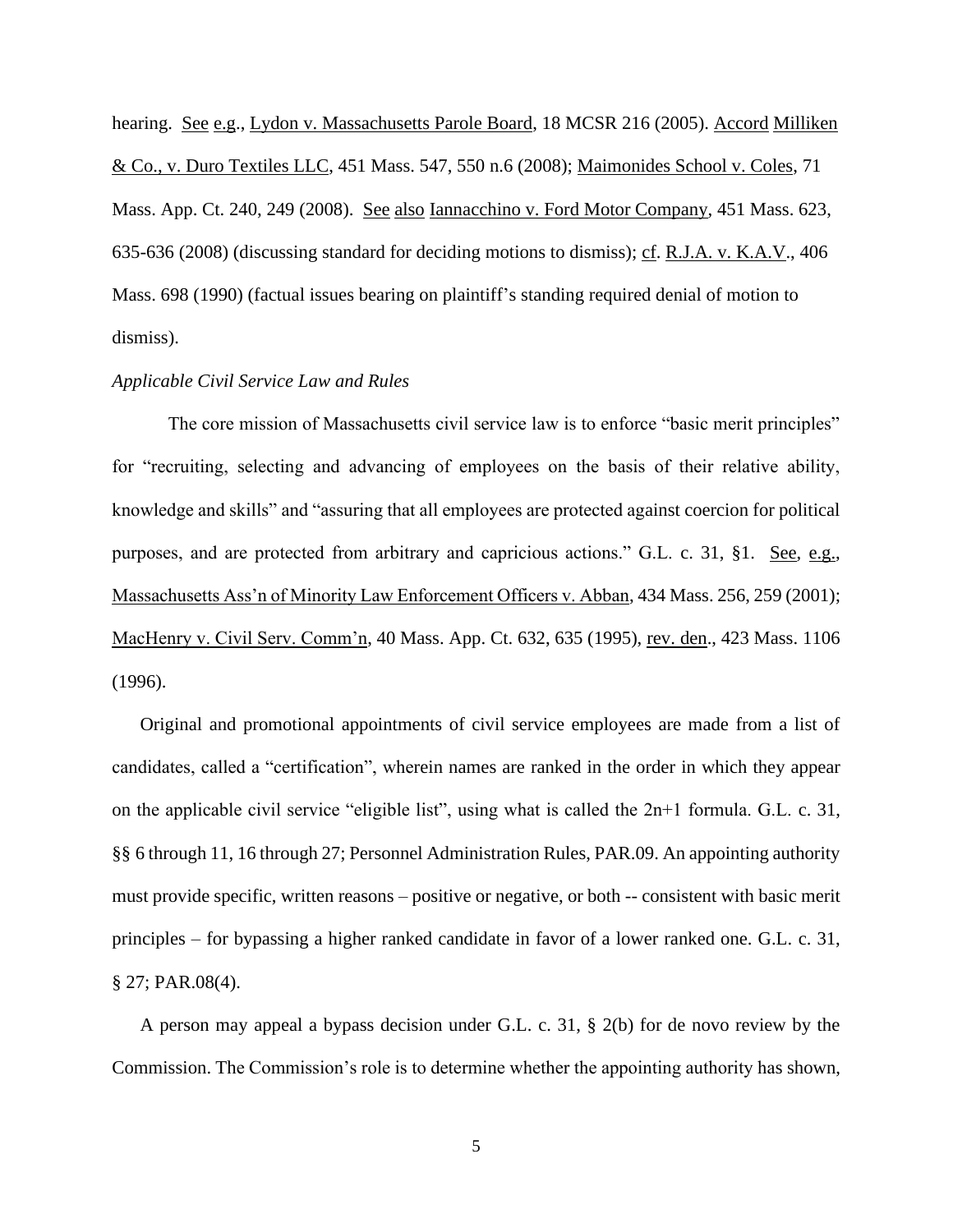hearing. See e.g., Lydon v. Massachusetts Parole Board, 18 MCSR 216 (2005). Accord Milliken & Co., v. Duro Textiles LLC, 451 Mass. 547, 550 n.6 (2008); Maimonides School v. Coles, 71 Mass. App. Ct. 240, 249 (2008). See also Iannacchino v. Ford Motor Company, 451 Mass. 623, 635-636 (2008) (discussing standard for deciding motions to dismiss); cf. R.J.A. v. K.A.V., 406 Mass. 698 (1990) (factual issues bearing on plaintiff's standing required denial of motion to dismiss).

*Applicable Civil Service Law and Rules*

The core mission of Massachusetts civil service law is to enforce "basic merit principles" for "recruiting, selecting and advancing of employees on the basis of their relative ability, knowledge and skills" and "assuring that all employees are protected against coercion for political purposes, and are protected from arbitrary and capricious actions." G.L. c. 31, §1. See, e.g., Massachusetts Ass'n of Minority Law Enforcement Officers v. Abban, 434 Mass. 256, 259 (2001); MacHenry v. Civil Serv. Comm'n, 40 Mass. App. Ct. 632, 635 (1995), rev. den., 423 Mass. 1106 (1996).

Original and promotional appointments of civil service employees are made from a list of candidates, called a "certification", wherein names are ranked in the order in which they appear on the applicable civil service "eligible list", using what is called the 2n+1 formula. G.L. c. 31, §§ 6 through 11, 16 through 27; Personnel Administration Rules, PAR.09. An appointing authority must provide specific, written reasons – positive or negative, or both -- consistent with basic merit principles – for bypassing a higher ranked candidate in favor of a lower ranked one. G.L. c. 31, § 27; PAR.08(4).

A person may appeal a bypass decision under G.L. c. 31, § 2(b) for de novo review by the Commission. The Commission's role is to determine whether the appointing authority has shown,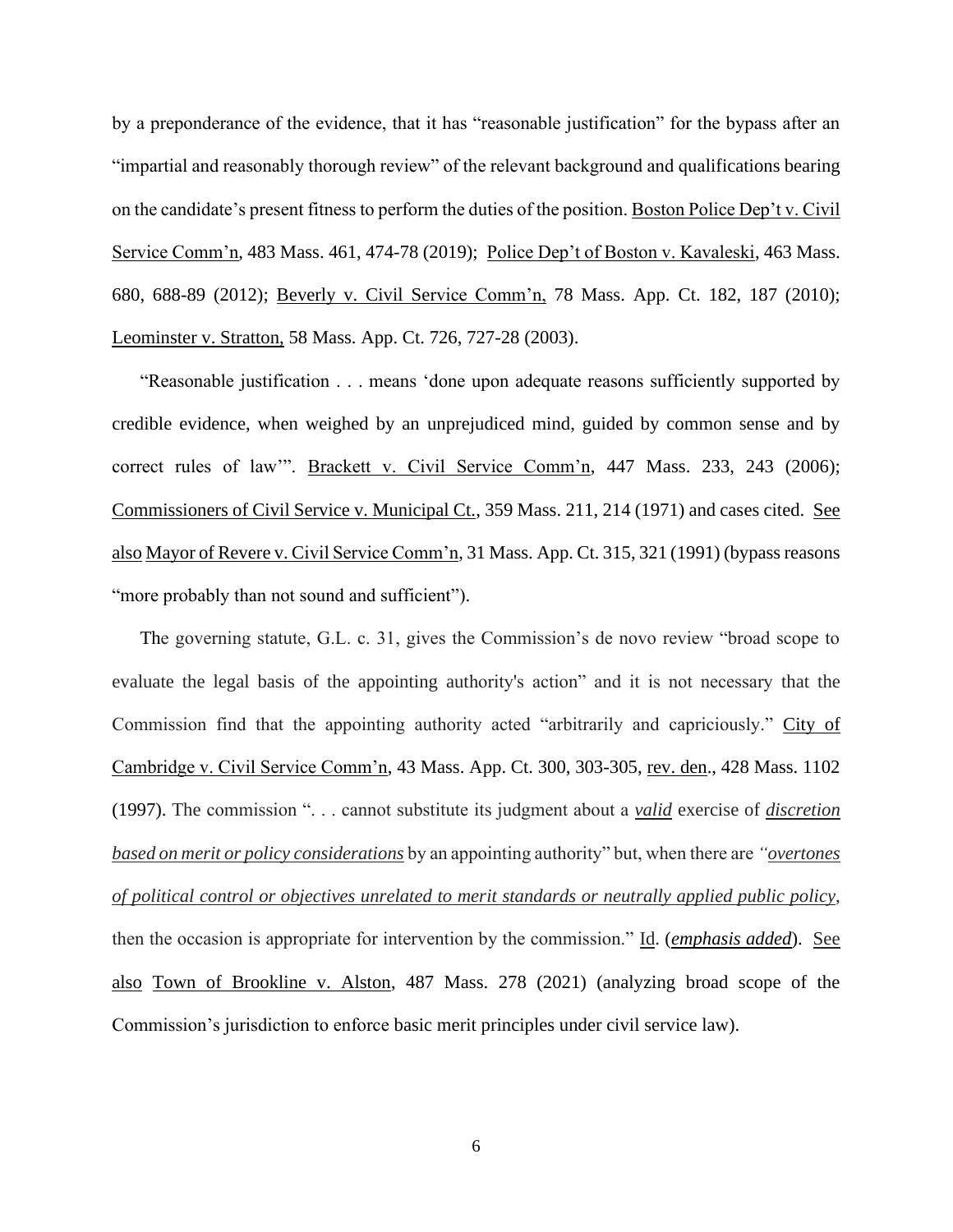by a preponderance of the evidence, that it has "reasonable justification" for the bypass after an "impartial and reasonably thorough review" of the relevant background and qualifications bearing on the candidate's present fitness to perform the duties of the position. Boston Police Dep't v. Civil Service Comm'n, 483 Mass. 461, 474-78 (2019); Police Dep't of Boston v. Kavaleski, 463 Mass. 680, 688-89 (2012); Beverly v. Civil Service Comm'n, 78 Mass. App. Ct. 182, 187 (2010); Leominster v. Stratton, 58 Mass. App. Ct. 726, 727-28 (2003).

"Reasonable justification . . . means 'done upon adequate reasons sufficiently supported by credible evidence, when weighed by an unprejudiced mind, guided by common sense and by correct rules of law'". Brackett v. Civil Service Comm'n, 447 Mass. 233, 243 (2006); Commissioners of Civil Service v. Municipal Ct., 359 Mass. 211, 214 (1971) and cases cited. See also Mayor of Revere v. Civil Service Comm'n, 31 Mass. App. Ct. 315, 321 (1991) (bypass reasons "more probably than not sound and sufficient").

The governing statute, G.L. c. 31, gives the Commission's de novo review "broad scope to evaluate the legal basis of the appointing authority's action" and it is not necessary that the Commission find that the appointing authority acted "arbitrarily and capriciously." City of Cambridge v. Civil Service Comm'n, 43 Mass. App. Ct. 300, 303-305, rev. den., 428 Mass. 1102 (1997). The commission ". . . cannot substitute its judgment about a ***valid*** exercise of ***discretion based on merit or policy considerations*** by an appointing authority" but, when there are *"overtones of political control or objectives unrelated to merit standards or neutrally applied public policy*, then the occasion is appropriate for intervention by the commission." Id. (***emphasis added***). See also Town of Brookline v. Alston, 487 Mass. 278 (2021) (analyzing broad scope of the Commission's jurisdiction to enforce basic merit principles under civil service law).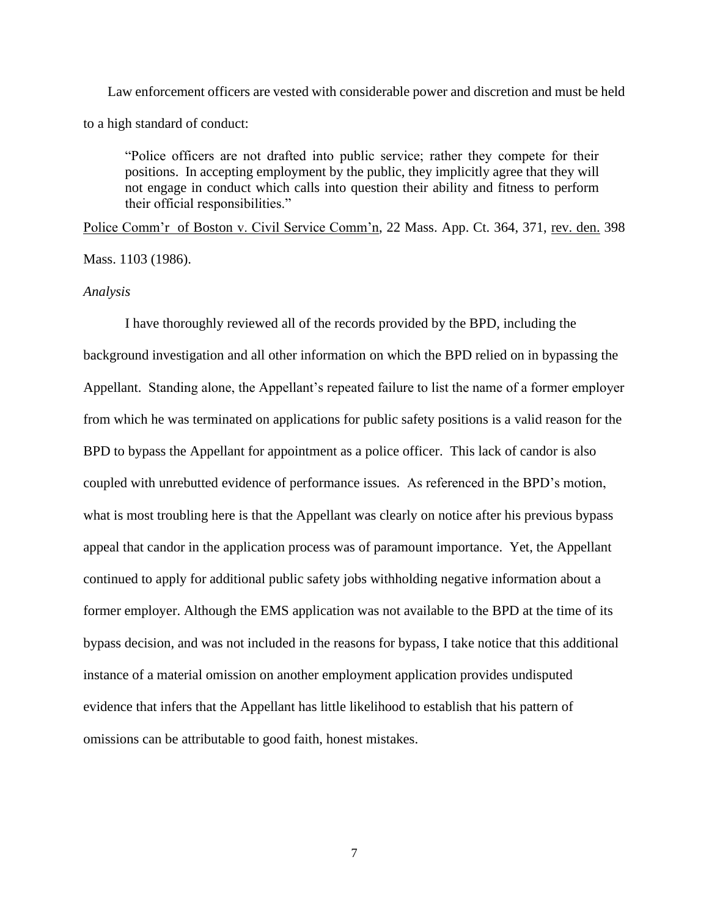Law enforcement officers are vested with considerable power and discretion and must be held to a high standard of conduct:

> "Police officers are not drafted into public service; rather they compete for their positions. In accepting employment by the public, they implicitly agree that they will not engage in conduct which calls into question their ability and fitness to perform their official responsibilities."

Police Comm'r of Boston v. Civil Service Comm'n, 22 Mass. App. Ct. 364, 371, rev. den. 398 Mass. 1103 (1986).

*Analysis*

I have thoroughly reviewed all of the records provided by the BPD, including the background investigation and all other information on which the BPD relied on in bypassing the Appellant. Standing alone, the Appellant's repeated failure to list the name of a former employer from which he was terminated on applications for public safety positions is a valid reason for the BPD to bypass the Appellant for appointment as a police officer. This lack of candor is also coupled with unrebutted evidence of performance issues. As referenced in the BPD's motion, what is most troubling here is that the Appellant was clearly on notice after his previous bypass appeal that candor in the application process was of paramount importance. Yet, the Appellant continued to apply for additional public safety jobs withholding negative information about a former employer. Although the EMS application was not available to the BPD at the time of its bypass decision, and was not included in the reasons for bypass, I take notice that this additional instance of a material omission on another employment application provides undisputed evidence that infers that the Appellant has little likelihood to establish that his pattern of omissions can be attributable to good faith, honest mistakes.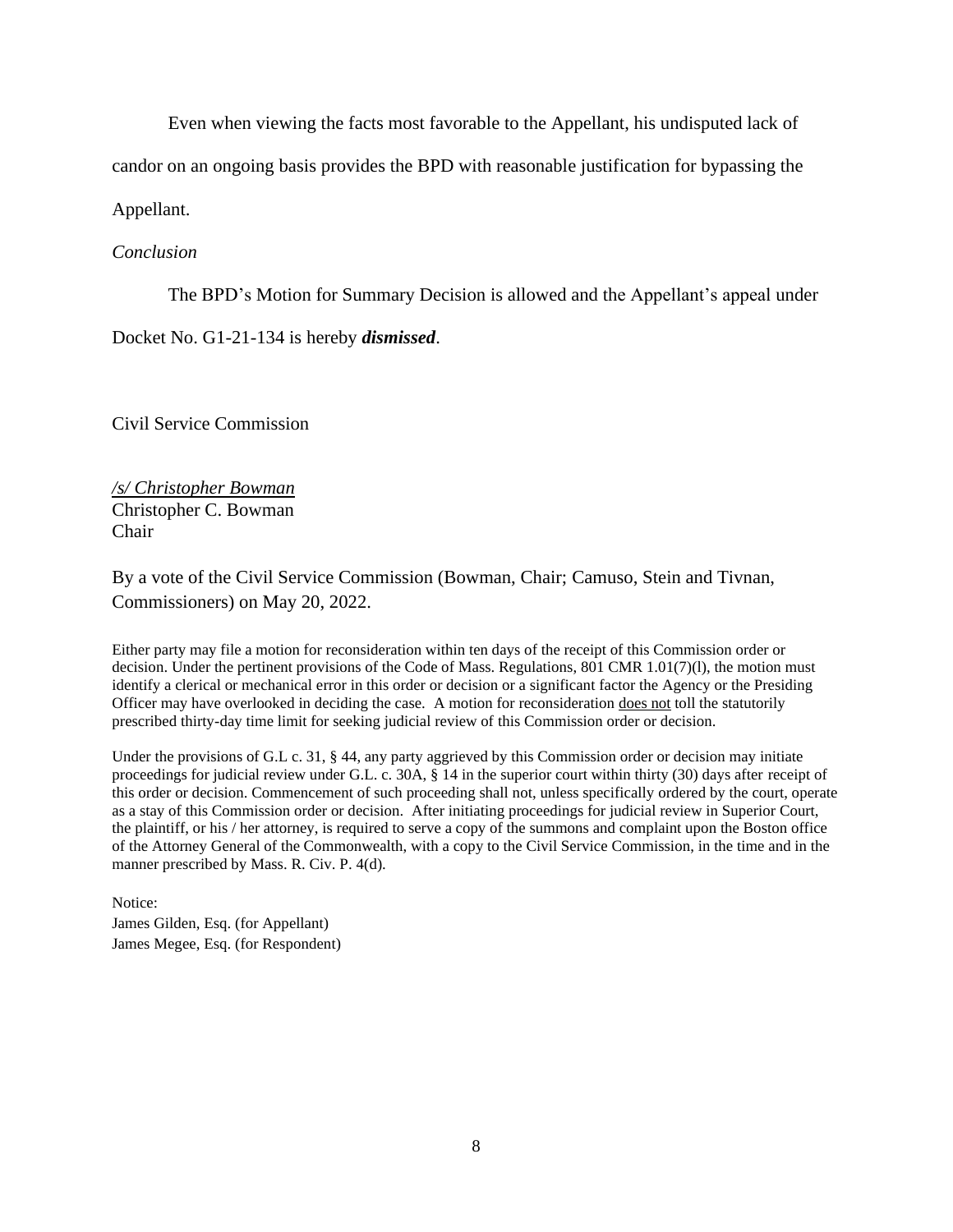Even when viewing the facts most favorable to the Appellant, his undisputed lack of candor on an ongoing basis provides the BPD with reasonable justification for bypassing the Appellant.

*Conclusion*

The BPD's Motion for Summary Decision is allowed and the Appellant's appeal under Docket No. G1-21-134 is hereby ***dismissed***.

Civil Service Commission

*/s/ Christopher Bowman*
Christopher C. Bowman
Chair

By a vote of the Civil Service Commission (Bowman, Chair; Camuso, Stein and Tivnan, Commissioners) on May 20, 2022.

Either party may file a motion for reconsideration within ten days of the receipt of this Commission order or decision. Under the pertinent provisions of the Code of Mass. Regulations, 801 CMR 1.01(7)(l), the motion must identify a clerical or mechanical error in this order or decision or a significant factor the Agency or the Presiding Officer may have overlooked in deciding the case. A motion for reconsideration does not toll the statutorily prescribed thirty-day time limit for seeking judicial review of this Commission order or decision.

Under the provisions of G.L c. 31, § 44, any party aggrieved by this Commission order or decision may initiate proceedings for judicial review under G.L. c. 30A, § 14 in the superior court within thirty (30) days after receipt of this order or decision. Commencement of such proceeding shall not, unless specifically ordered by the court, operate as a stay of this Commission order or decision. After initiating proceedings for judicial review in Superior Court, the plaintiff, or his / her attorney, is required to serve a copy of the summons and complaint upon the Boston office of the Attorney General of the Commonwealth, with a copy to the Civil Service Commission, in the time and in the manner prescribed by Mass. R. Civ. P. 4(d).

Notice:
James Gilden, Esq. (for Appellant)
James Megee, Esq. (for Respondent)